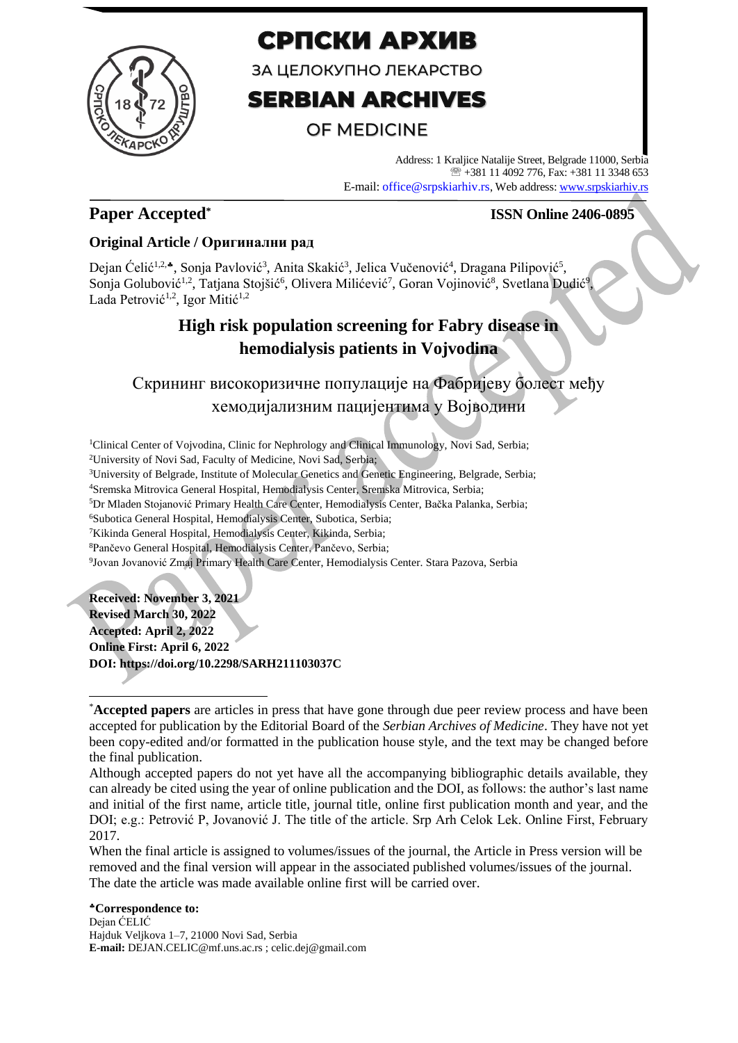# СРПСКИ АРХИВ

ЗА ЦЕЛОКУПНО ЛЕКАРСТВО

# SERBIAN ARCHIVES

OF MEDICINE

Address: 1 Kraljice Natalije Street, Belgrade 11000, Serbia
☎ +381 11 4092 776, Fax: +381 11 3348 653
E-mail: office@srpskiarhiv.rs, Web address: www.srpskiarhiv.rs

**Paper Accepted***

**ISSN Online 2406-0895**

**Original Article / Оригинални рад**

Dejan Ćelić[1,2,♣], Sonja Pavlović[3], Anita Skakić[3], Jelica Vučenović[4], Dragana Pilipović[5], Sonja Golubović[1,2], Tatjana Stojšić[6], Olivera Milićević[7], Goran Vojinović[8], Svetlana Dudić[9], Lada Petrović[1,2], Igor Mitić[1,2]

## High risk population screening for Fabry disease in hemodialysis patients in Vojvodina

## Скрининг високоризичне популације на Фабријеву болест међу хемодијализним пацијентима у Војводини

[1]Clinical Center of Vojvodina, Clinic for Nephrology and Clinical Immunology, Novi Sad, Serbia;
[2]University of Novi Sad, Faculty of Medicine, Novi Sad, Serbia;
[3]University of Belgrade, Institute of Molecular Genetics and Genetic Engineering, Belgrade, Serbia;
[4]Sremska Mitrovica General Hospital, Hemodialysis Center, Sremska Mitrovica, Serbia;
[5]Dr Mladen Stojanović Primary Health Care Center, Hemodialysis Center, Bačka Palanka, Serbia;
[6]Subotica General Hospital, Hemodialysis Center, Subotica, Serbia;
[7]Kikinda General Hospital, Hemodialysis Center, Kikinda, Serbia;
[8]Pančevo General Hospital, Hemodialysis Center, Pančevo, Serbia;
[9]Jovan Jovanović Zmaj Primary Health Care Center, Hemodialysis Center. Stara Pazova, Serbia

**Received: November 3, 2021**
**Revised March 30, 2022**
**Accepted: April 2, 2022**
**Online First: April 6, 2022**
**DOI: https://doi.org/10.2298/SARH211103037C**

*__Accepted papers__ are articles in press that have gone through due peer review process and have been accepted for publication by the Editorial Board of the *Serbian Archives of Medicine*. They have not yet been copy-edited and/or formatted in the publication house style, and the text may be changed before the final publication.

Although accepted papers do not yet have all the accompanying bibliographic details available, they can already be cited using the year of online publication and the DOI, as follows: the author's last name and initial of the first name, article title, journal title, online first publication month and year, and the DOI; e.g.: Petrović P, Jovanović J. The title of the article. Srp Arh Celok Lek. Online First, February 2017.

When the final article is assigned to volumes/issues of the journal, the Article in Press version will be removed and the final version will appear in the associated published volumes/issues of the journal. The date the article was made available online first will be carried over.

♣**Correspondence to:**
Dejan ĆELIĆ
Hajduk Veljkova 1–7, 21000 Novi Sad, Serbia
**E-mail:** DEJAN.CELIC@mf.uns.ac.rs ; celic.dej@gmail.com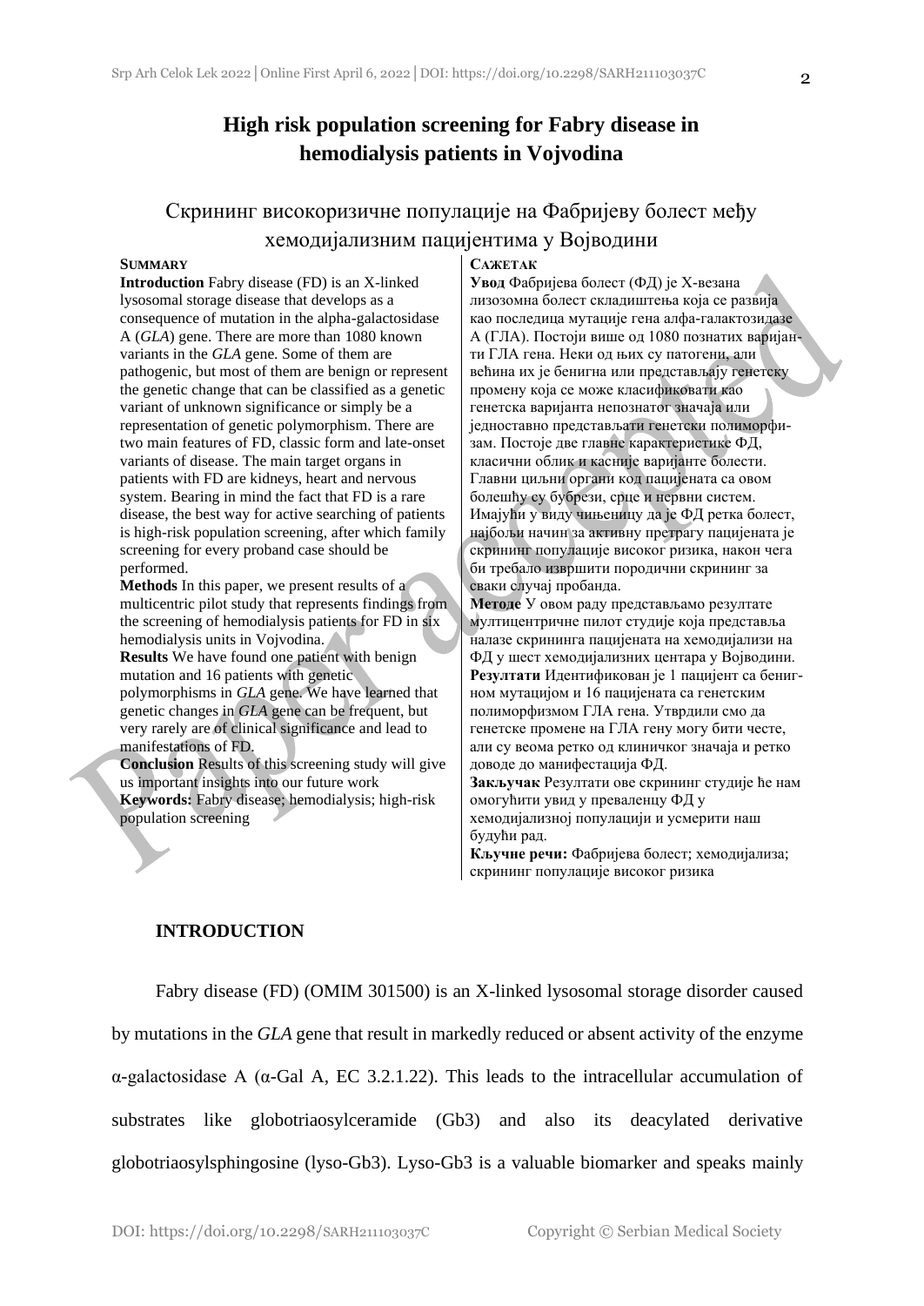# High risk population screening for Fabry disease in hemodialysis patients in Vojvodina

## Скрининг високоризичне популације на Фабријеву болест међу хемодијализним пацијентима у Војводини

**SUMMARY**

**Introduction** Fabry disease (FD) is an X-linked lysosomal storage disease that develops as a consequence of mutation in the alpha-galactosidase A (*GLA*) gene. There are more than 1080 known variants in the *GLA* gene. Some of them are pathogenic, but most of them are benign or represent the genetic change that can be classified as a genetic variant of unknown significance or simply be a representation of genetic polymorphism. There are two main features of FD, classic form and late-onset variants of disease. The main target organs in patients with FD are kidneys, heart and nervous system. Bearing in mind the fact that FD is a rare disease, the best way for active searching of patients is high-risk population screening, after which family screening for every proband case should be performed.

**Methods** In this paper, we present results of a multicentric pilot study that represents findings from the screening of hemodialysis patients for FD in six hemodialysis units in Vojvodina.

**Results** We have found one patient with benign mutation and 16 patients with genetic polymorphisms in *GLA* gene. We have learned that genetic changes in *GLA* gene can be frequent, but very rarely are of clinical significance and lead to manifestations of FD.

**Conclusion** Results of this screening study will give us important insights into our future work

**Keywords:** Fabry disease; hemodialysis; high-risk population screening

**САЖЕТАК**

**Увод** Фабријева болест (ФД) је X-везана лизозомна болест складиштења која се развија као последица мутације гена алфа-галактозидазе А (ГЛА). Постоји више од 1080 познатих варијанти ГЛА гена. Неки од њих су патогени, али већина их је бенигна или представљају генетску промену која се може класификовати као генетска варијанта непознатог значаја или једноставно представљати генетски полиморфизам. Постоје две главне карактеристике ФД, класични облик и касније варијанте болести. Главни циљни органи код пацијената са овом болешћу су бубрези, срце и нервни систем. Имајући у виду чињеницу да је ФД ретка болест, најбољи начин за активну претрагу пацијената је скрининг популације високог ризика, након чега би требало извршити породични скрининг за сваки случај пробанда.

**Методе** У овом раду представљамо резултате мултицентричне пилот студије која представља налазе скрининга пацијената на хемодијализи на ФД у шест хемодијализних центара у Војводини.

**Резултати** Идентификован је 1 пацијент са бениг­ном мутацијом и 16 пацијената са генетским полиморфизмом ГЛА гена. Утврдили смо да генетске промене на ГЛА гену могу бити честе, али су веома ретко од клиничког значаја и ретко доводе до манифестација ФД.

**Закључак** Резултати ове скрининг студије ће нам омогућити увид у преваленцу ФД у хемодијализној популацији и усмерити наш будући рад.

**Кључне речи:** Фабријева болест; хемодијализа; скрининг популације високог ризика

## INTRODUCTION

Fabry disease (FD) (OMIM 301500) is an X-linked lysosomal storage disorder caused by mutations in the *GLA* gene that result in markedly reduced or absent activity of the enzyme α-galactosidase A (α-Gal A, EC 3.2.1.22). This leads to the intracellular accumulation of substrates like globotriaosylceramide (Gb3) and also its deacylated derivative globotriaosylsphingosine (lyso-Gb3). Lyso-Gb3 is a valuable biomarker and speaks mainly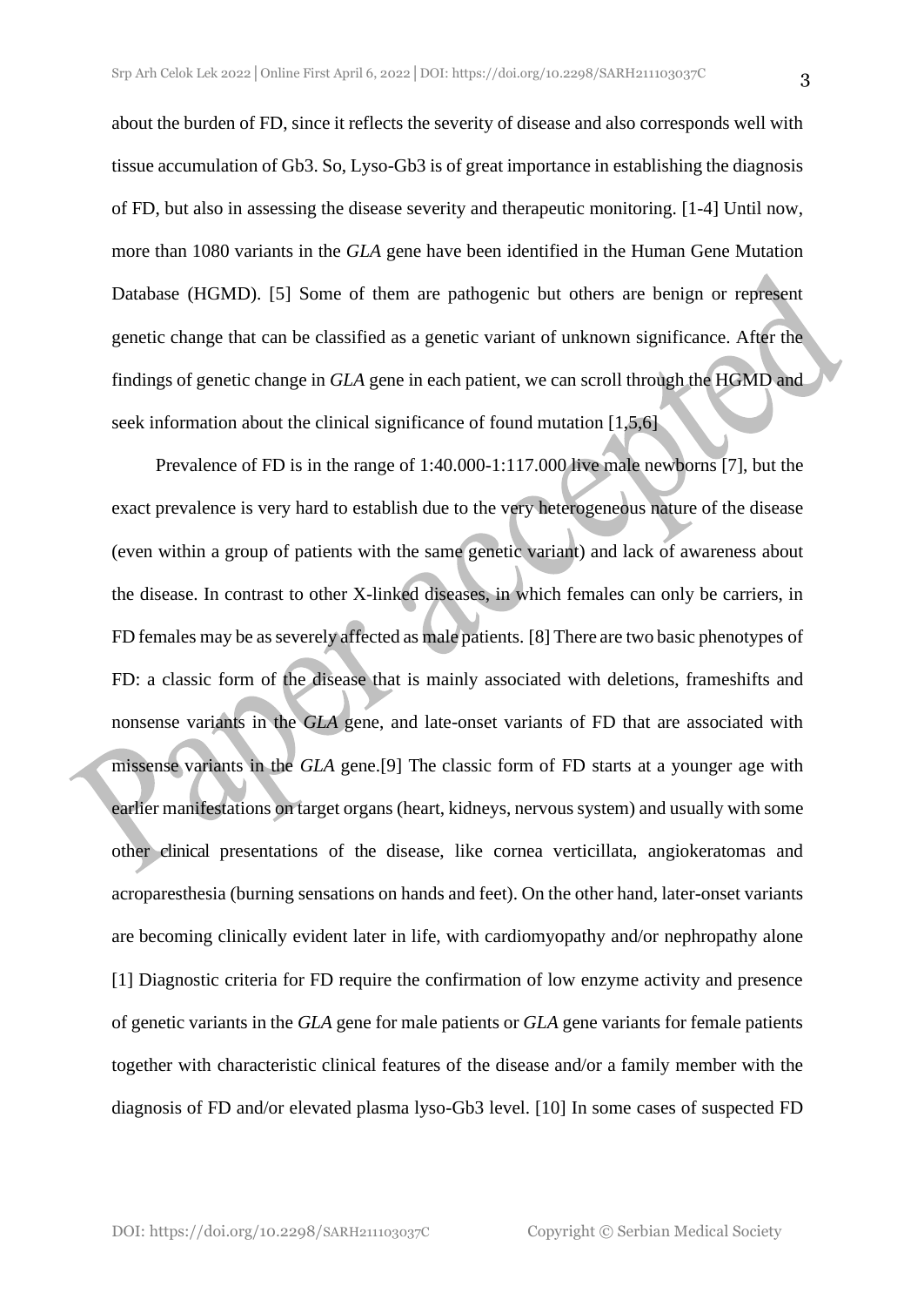about the burden of FD, since it reflects the severity of disease and also corresponds well with tissue accumulation of Gb3. So, Lyso-Gb3 is of great importance in establishing the diagnosis of FD, but also in assessing the disease severity and therapeutic monitoring. [1-4] Until now, more than 1080 variants in the *GLA* gene have been identified in the Human Gene Mutation Database (HGMD). [5] Some of them are pathogenic but others are benign or represent genetic change that can be classified as a genetic variant of unknown significance. After the findings of genetic change in *GLA* gene in each patient, we can scroll through the HGMD and seek information about the clinical significance of found mutation [1,5,6]

Prevalence of FD is in the range of 1:40.000-1:117.000 live male newborns [7], but the exact prevalence is very hard to establish due to the very heterogeneous nature of the disease (even within a group of patients with the same genetic variant) and lack of awareness about the disease. In contrast to other X-linked diseases, in which females can only be carriers, in FD females may be as severely affected as male patients. [8] There are two basic phenotypes of FD: a classic form of the disease that is mainly associated with deletions, frameshifts and nonsense variants in the *GLA* gene, and late-onset variants of FD that are associated with missense variants in the *GLA* gene.[9] The classic form of FD starts at a younger age with earlier manifestations on target organs (heart, kidneys, nervous system) and usually with some other clinical presentations of the disease, like cornea verticillata, angiokeratomas and acroparesthesia (burning sensations on hands and feet). On the other hand, later-onset variants are becoming clinically evident later in life, with cardiomyopathy and/or nephropathy alone [1] Diagnostic criteria for FD require the confirmation of low enzyme activity and presence of genetic variants in the *GLA* gene for male patients or *GLA* gene variants for female patients together with characteristic clinical features of the disease and/or a family member with the diagnosis of FD and/or elevated plasma lyso-Gb3 level. [10] In some cases of suspected FD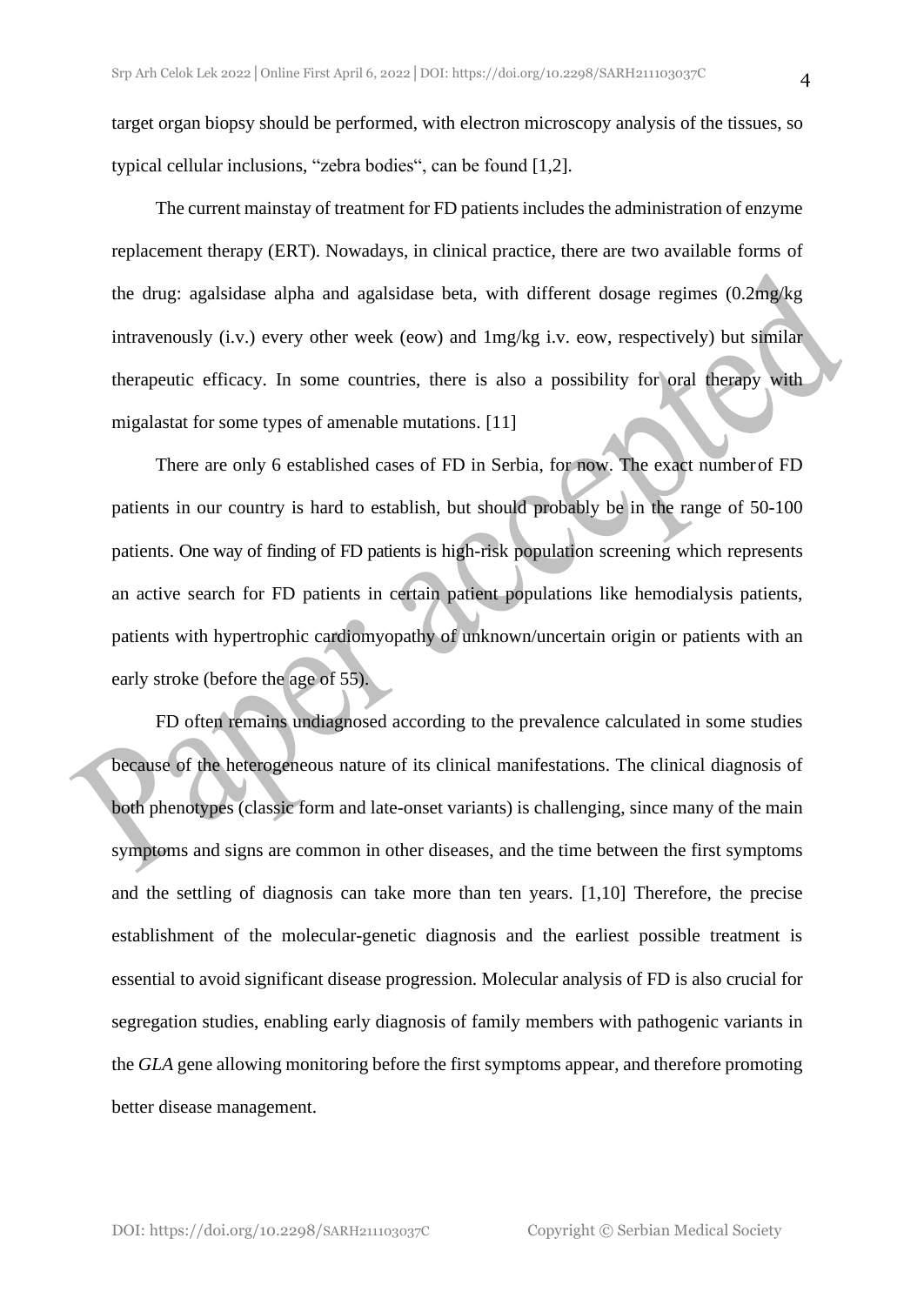target organ biopsy should be performed, with electron microscopy analysis of the tissues, so typical cellular inclusions, "zebra bodies", can be found [1,2].

The current mainstay of treatment for FD patients includes the administration of enzyme replacement therapy (ERT). Nowadays, in clinical practice, there are two available forms of the drug: agalsidase alpha and agalsidase beta, with different dosage regimes (0.2mg/kg intravenously (i.v.) every other week (eow) and 1mg/kg i.v. eow, respectively) but similar therapeutic efficacy. In some countries, there is also a possibility for oral therapy with migalastat for some types of amenable mutations. [11]

There are only 6 established cases of FD in Serbia, for now. The exact number of FD patients in our country is hard to establish, but should probably be in the range of 50-100 patients. One way of finding of FD patients is high-risk population screening which represents an active search for FD patients in certain patient populations like hemodialysis patients, patients with hypertrophic cardiomyopathy of unknown/uncertain origin or patients with an early stroke (before the age of 55).

FD often remains undiagnosed according to the prevalence calculated in some studies because of the heterogeneous nature of its clinical manifestations. The clinical diagnosis of both phenotypes (classic form and late-onset variants) is challenging, since many of the main symptoms and signs are common in other diseases, and the time between the first symptoms and the settling of diagnosis can take more than ten years. [1,10] Therefore, the precise establishment of the molecular-genetic diagnosis and the earliest possible treatment is essential to avoid significant disease progression. Molecular analysis of FD is also crucial for segregation studies, enabling early diagnosis of family members with pathogenic variants in the *GLA* gene allowing monitoring before the first symptoms appear, and therefore promoting better disease management.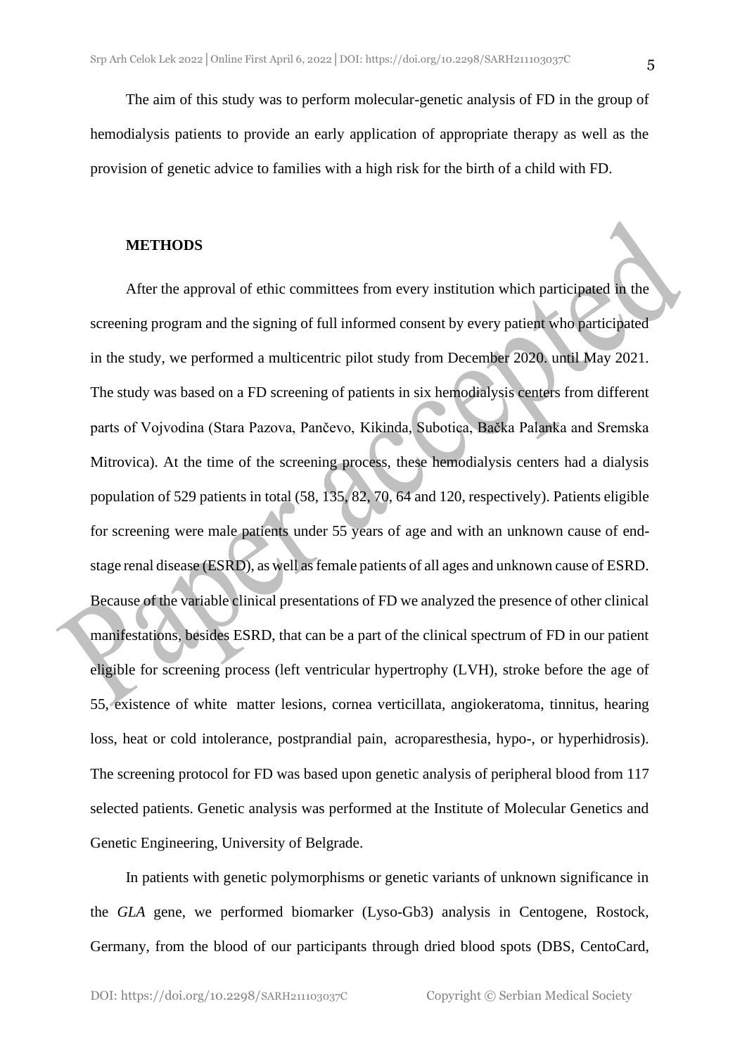The aim of this study was to perform molecular-genetic analysis of FD in the group of hemodialysis patients to provide an early application of appropriate therapy as well as the provision of genetic advice to families with a high risk for the birth of a child with FD.

## METHODS

After the approval of ethic committees from every institution which participated in the screening program and the signing of full informed consent by every patient who participated in the study, we performed a multicentric pilot study from December 2020. until May 2021. The study was based on a FD screening of patients in six hemodialysis centers from different parts of Vojvodina (Stara Pazova, Pančevo, Kikinda, Subotica, Bačka Palanka and Sremska Mitrovica). At the time of the screening process, these hemodialysis centers had a dialysis population of 529 patients in total (58, 135, 82, 70, 64 and 120, respectively). Patients eligible for screening were male patients under 55 years of age and with an unknown cause of end-stage renal disease (ESRD), as well as female patients of all ages and unknown cause of ESRD. Because of the variable clinical presentations of FD we analyzed the presence of other clinical manifestations, besides ESRD, that can be a part of the clinical spectrum of FD in our patient eligible for screening process (left ventricular hypertrophy (LVH), stroke before the age of 55, existence of white matter lesions, cornea verticillata, angiokeratoma, tinnitus, hearing loss, heat or cold intolerance, postprandial pain, acroparesthesia, hypo-, or hyperhidrosis). The screening protocol for FD was based upon genetic analysis of peripheral blood from 117 selected patients. Genetic analysis was performed at the Institute of Molecular Genetics and Genetic Engineering, University of Belgrade.

In patients with genetic polymorphisms or genetic variants of unknown significance in the *GLA* gene, we performed biomarker (Lyso-Gb3) analysis in Centogene, Rostock, Germany, from the blood of our participants through dried blood spots (DBS, CentoCard,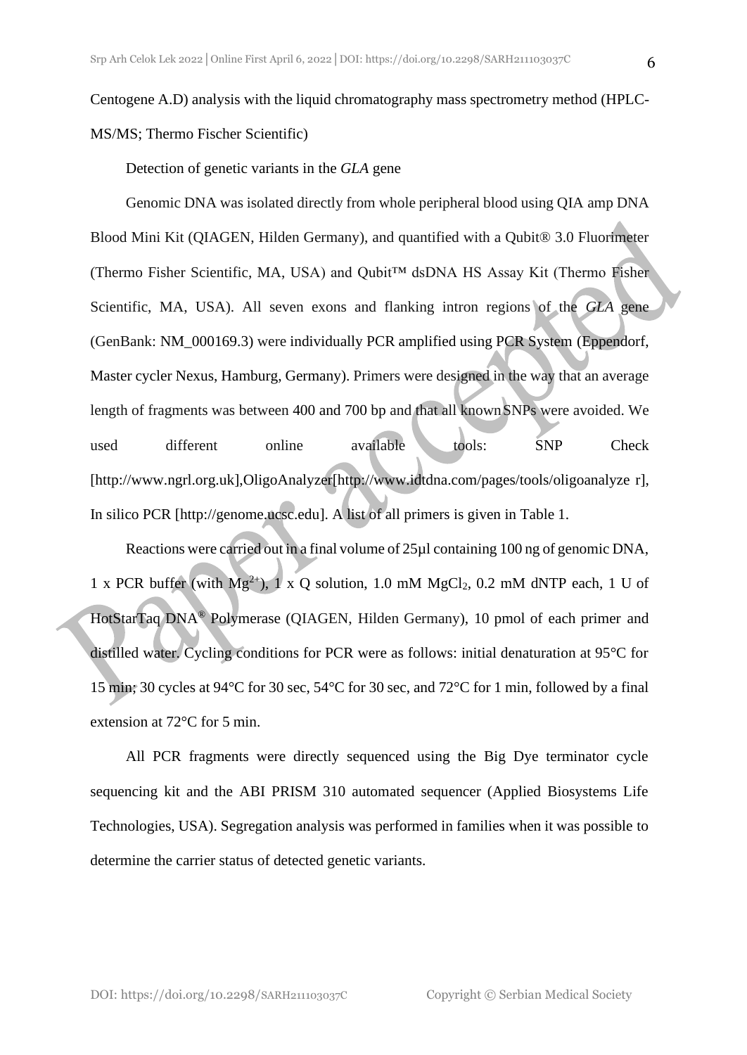Centogene A.D) analysis with the liquid chromatography mass spectrometry method (HPLC-MS/MS; Thermo Fischer Scientific)

Detection of genetic variants in the *GLA* gene

Genomic DNA was isolated directly from whole peripheral blood using QIA amp DNA Blood Mini Kit (QIAGEN, Hilden Germany), and quantified with a Qubit® 3.0 Fluorimeter (Thermo Fisher Scientific, MA, USA) and Qubit™ dsDNA HS Assay Kit (Thermo Fisher Scientific, MA, USA). All seven exons and flanking intron regions of the *GLA* gene (GenBank: NM_000169.3) were individually PCR amplified using PCR System (Eppendorf, Master cycler Nexus, Hamburg, Germany). Primers were designed in the way that an average length of fragments was between 400 and 700 bp and that all known SNPs were avoided. We used different online available tools: SNP Check [http://www.ngrl.org.uk],OligoAnalyzer[http://www.idtdna.com/pages/tools/oligoanalyze r], In silico PCR [http://genome.ucsc.edu]. A list of all primers is given in Table 1.

Reactions were carried out in a final volume of 25µl containing 100 ng of genomic DNA, 1 x PCR buffer (with $Mg^{2+}$), 1 x Q solution, 1.0 mM $MgCl_2$, 0.2 mM dNTP each, 1 U of HotStarTaq DNA® Polymerase (QIAGEN, Hilden Germany), 10 pmol of each primer and distilled water. Cycling conditions for PCR were as follows: initial denaturation at 95°C for 15 min; 30 cycles at 94°C for 30 sec, 54°C for 30 sec, and 72°C for 1 min, followed by a final extension at 72°C for 5 min.

All PCR fragments were directly sequenced using the Big Dye terminator cycle sequencing kit and the ABI PRISM 310 automated sequencer (Applied Biosystems Life Technologies, USA). Segregation analysis was performed in families when it was possible to determine the carrier status of detected genetic variants.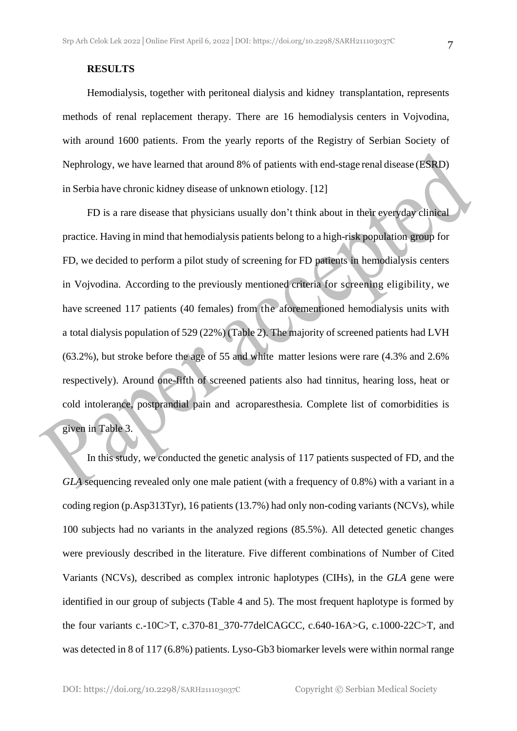**RESULTS**

Hemodialysis, together with peritoneal dialysis and kidney transplantation, represents methods of renal replacement therapy. There are 16 hemodialysis centers in Vojvodina, with around 1600 patients. From the yearly reports of the Registry of Serbian Society of Nephrology, we have learned that around 8% of patients with end-stage renal disease (ESRD) in Serbia have chronic kidney disease of unknown etiology. [12]

FD is a rare disease that physicians usually don't think about in their everyday clinical practice. Having in mind that hemodialysis patients belong to a high-risk population group for FD, we decided to perform a pilot study of screening for FD patients in hemodialysis centers in Vojvodina. According to the previously mentioned criteria for screening eligibility, we have screened 117 patients (40 females) from the aforementioned hemodialysis units with a total dialysis population of 529 (22%) (Table 2). The majority of screened patients had LVH (63.2%), but stroke before the age of 55 and white matter lesions were rare (4.3% and 2.6% respectively). Around one-fifth of screened patients also had tinnitus, hearing loss, heat or cold intolerance, postprandial pain and acroparesthesia. Complete list of comorbidities is given in Table 3.

In this study, we conducted the genetic analysis of 117 patients suspected of FD, and the *GLA* sequencing revealed only one male patient (with a frequency of 0.8%) with a variant in a coding region (p.Asp313Tyr), 16 patients (13.7%) had only non-coding variants (NCVs), while 100 subjects had no variants in the analyzed regions (85.5%). All detected genetic changes were previously described in the literature. Five different combinations of Number of Cited Variants (NCVs), described as complex intronic haplotypes (CIHs), in the *GLA* gene were identified in our group of subjects (Table 4 and 5). The most frequent haplotype is formed by the four variants c.-10C>T, c.370-81_370-77delCAGCC, c.640-16A>G, c.1000-22C>T, and was detected in 8 of 117 (6.8%) patients. Lyso-Gb3 biomarker levels were within normal range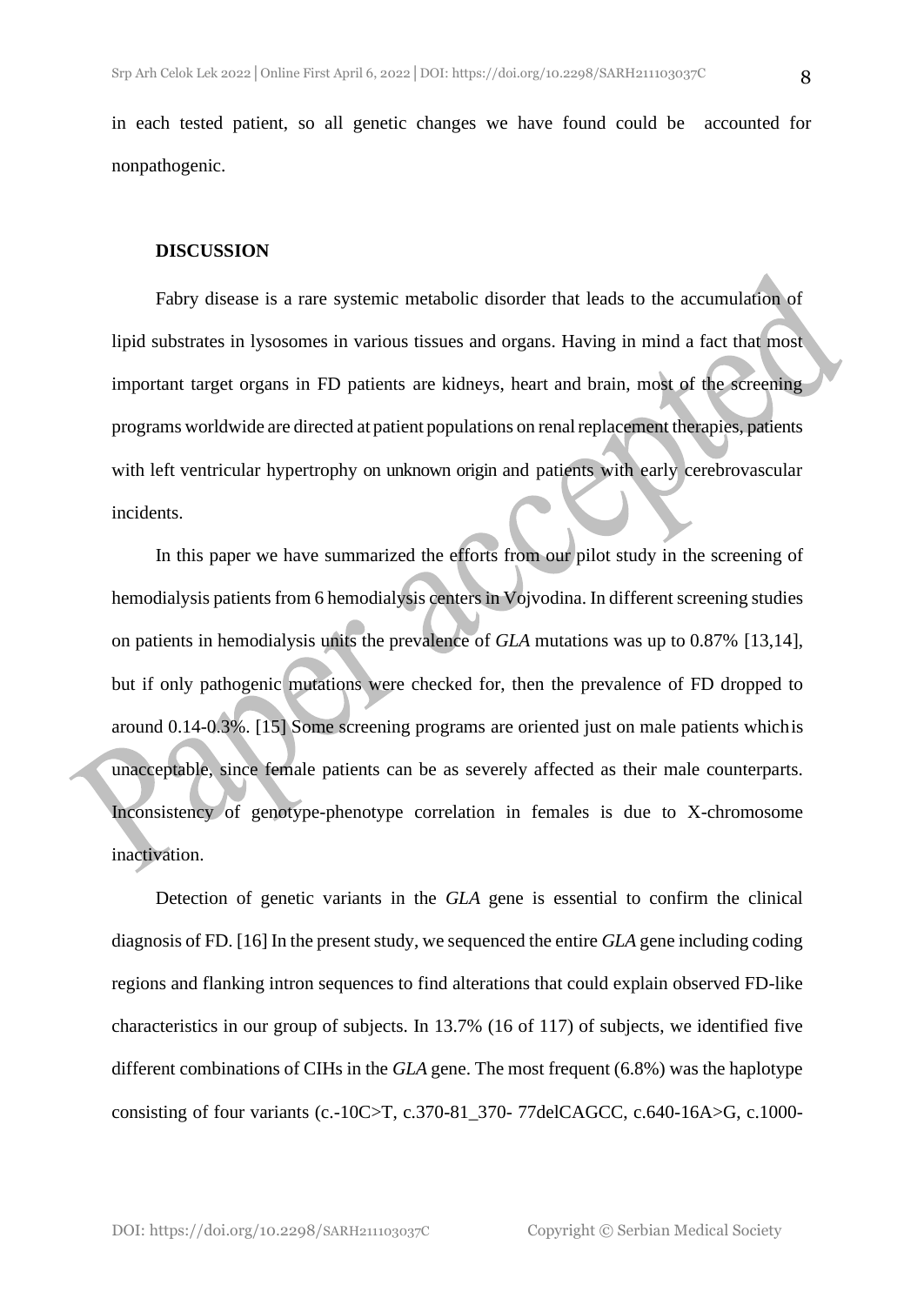in each tested patient, so all genetic changes we have found could be accounted for nonpathogenic.

## DISCUSSION

Fabry disease is a rare systemic metabolic disorder that leads to the accumulation of lipid substrates in lysosomes in various tissues and organs. Having in mind a fact that most important target organs in FD patients are kidneys, heart and brain, most of the screening programs worldwide are directed at patient populations on renal replacement therapies, patients with left ventricular hypertrophy on unknown origin and patients with early cerebrovascular incidents.

In this paper we have summarized the efforts from our pilot study in the screening of hemodialysis patients from 6 hemodialysis centers in Vojvodina. In different screening studies on patients in hemodialysis units the prevalence of *GLA* mutations was up to 0.87% [13,14], but if only pathogenic mutations were checked for, then the prevalence of FD dropped to around 0.14-0.3%. [15] Some screening programs are oriented just on male patients which is unacceptable, since female patients can be as severely affected as their male counterparts. Inconsistency of genotype-phenotype correlation in females is due to X-chromosome inactivation.

Detection of genetic variants in the *GLA* gene is essential to confirm the clinical diagnosis of FD. [16] In the present study, we sequenced the entire *GLA* gene including coding regions and flanking intron sequences to find alterations that could explain observed FD-like characteristics in our group of subjects. In 13.7% (16 of 117) of subjects, we identified five different combinations of CIHs in the *GLA* gene. The most frequent (6.8%) was the haplotype consisting of four variants (c.-10C>T, c.370-81_370- 77delCAGCC, c.640-16A>G, c.1000-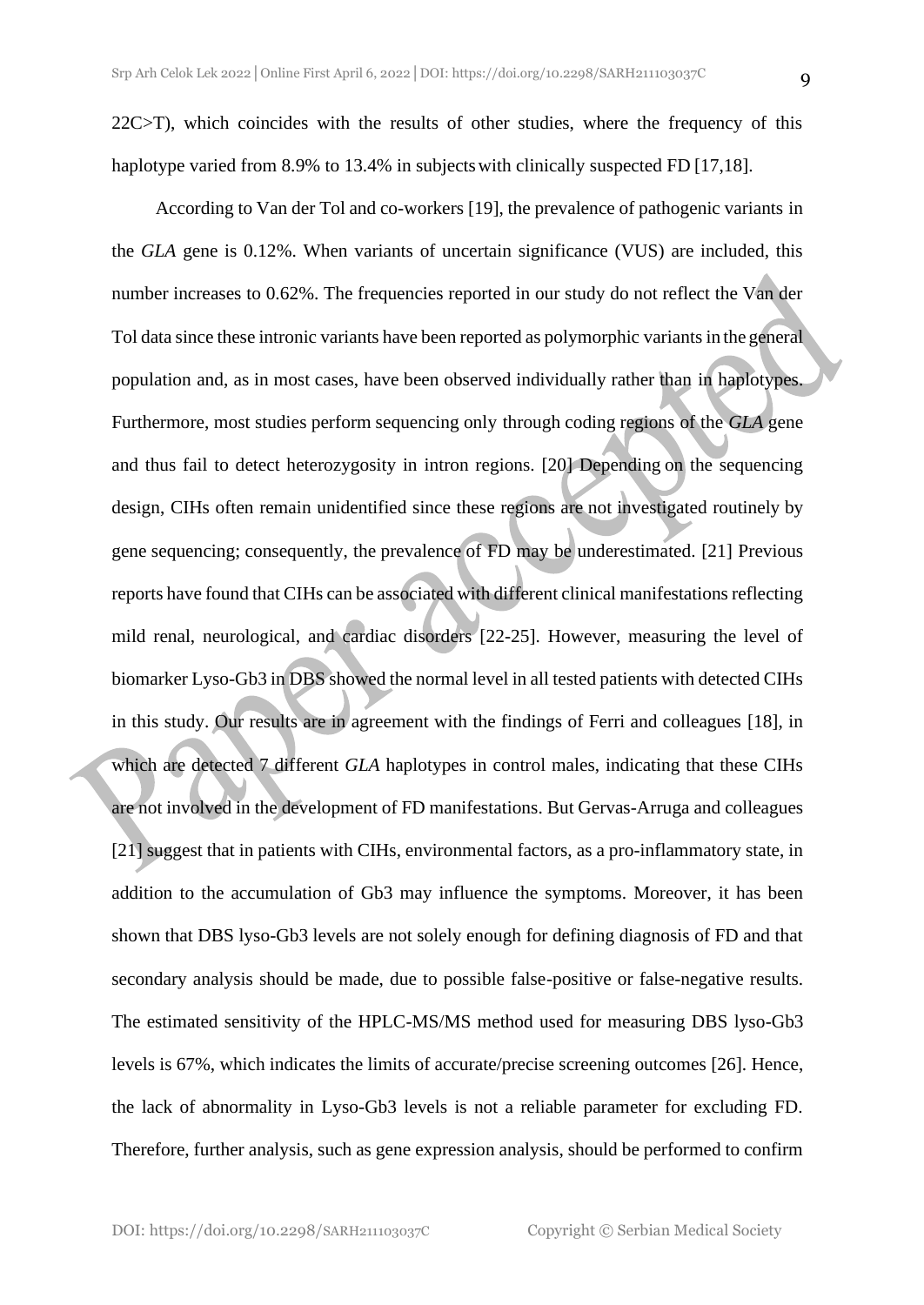22C>T), which coincides with the results of other studies, where the frequency of this haplotype varied from 8.9% to 13.4% in subjects with clinically suspected FD [17,18].

According to Van der Tol and co-workers [19], the prevalence of pathogenic variants in the *GLA* gene is 0.12%. When variants of uncertain significance (VUS) are included, this number increases to 0.62%. The frequencies reported in our study do not reflect the Van der Tol data since these intronic variants have been reported as polymorphic variants in the general population and, as in most cases, have been observed individually rather than in haplotypes. Furthermore, most studies perform sequencing only through coding regions of the *GLA* gene and thus fail to detect heterozygosity in intron regions. [20] Depending on the sequencing design, CIHs often remain unidentified since these regions are not investigated routinely by gene sequencing; consequently, the prevalence of FD may be underestimated. [21] Previous reports have found that CIHs can be associated with different clinical manifestations reflecting mild renal, neurological, and cardiac disorders [22-25]. However, measuring the level of biomarker Lyso-Gb3 in DBS showed the normal level in all tested patients with detected CIHs in this study. Our results are in agreement with the findings of Ferri and colleagues [18], in which are detected 7 different *GLA* haplotypes in control males, indicating that these CIHs are not involved in the development of FD manifestations. But Gervas-Arruga and colleagues [21] suggest that in patients with CIHs, environmental factors, as a pro-inflammatory state, in addition to the accumulation of Gb3 may influence the symptoms. Moreover, it has been shown that DBS lyso-Gb3 levels are not solely enough for defining diagnosis of FD and that secondary analysis should be made, due to possible false-positive or false-negative results. The estimated sensitivity of the HPLC-MS/MS method used for measuring DBS lyso-Gb3 levels is 67%, which indicates the limits of accurate/precise screening outcomes [26]. Hence, the lack of abnormality in Lyso-Gb3 levels is not a reliable parameter for excluding FD. Therefore, further analysis, such as gene expression analysis, should be performed to confirm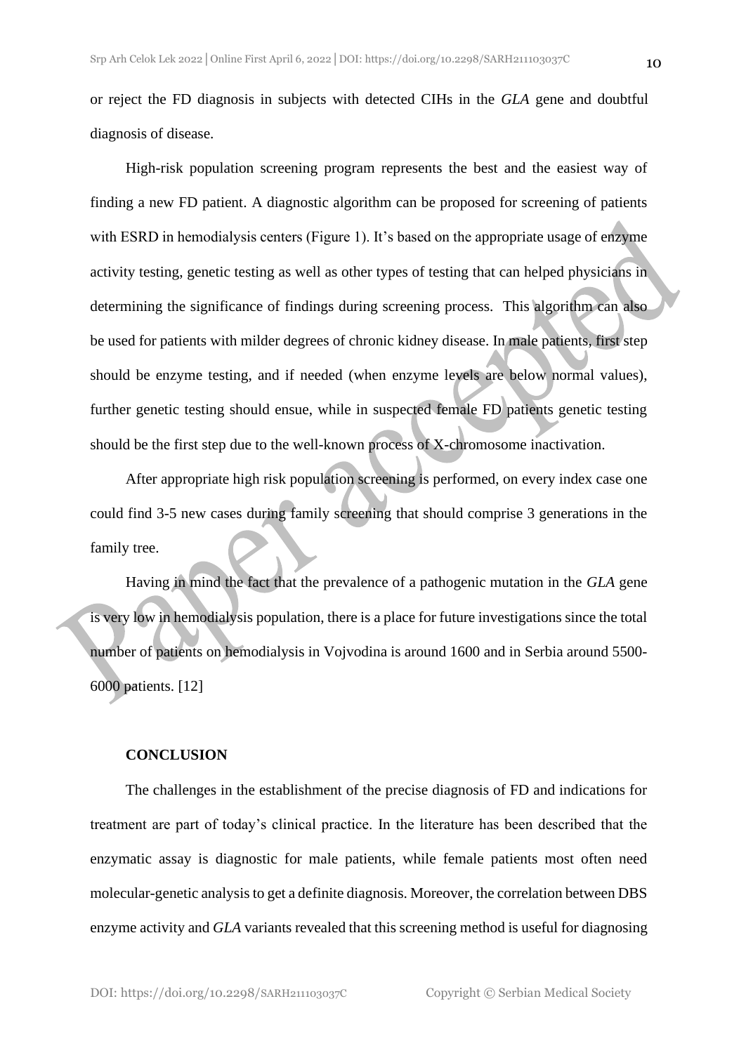or reject the FD diagnosis in subjects with detected CIHs in the *GLA* gene and doubtful diagnosis of disease.

High-risk population screening program represents the best and the easiest way of finding a new FD patient. A diagnostic algorithm can be proposed for screening of patients with ESRD in hemodialysis centers (Figure 1). It's based on the appropriate usage of enzyme activity testing, genetic testing as well as other types of testing that can helped physicians in determining the significance of findings during screening process. This algorithm can also be used for patients with milder degrees of chronic kidney disease. In male patients, first step should be enzyme testing, and if needed (when enzyme levels are below normal values), further genetic testing should ensue, while in suspected female FD patients genetic testing should be the first step due to the well-known process of X-chromosome inactivation.

After appropriate high risk population screening is performed, on every index case one could find 3-5 new cases during family screening that should comprise 3 generations in the family tree.

Having in mind the fact that the prevalence of a pathogenic mutation in the *GLA* gene is very low in hemodialysis population, there is a place for future investigations since the total number of patients on hemodialysis in Vojvodina is around 1600 and in Serbia around 5500-6000 patients. [12]

## CONCLUSION

The challenges in the establishment of the precise diagnosis of FD and indications for treatment are part of today's clinical practice. In the literature has been described that the enzymatic assay is diagnostic for male patients, while female patients most often need molecular-genetic analysis to get a definite diagnosis. Moreover, the correlation between DBS enzyme activity and *GLA* variants revealed that this screening method is useful for diagnosing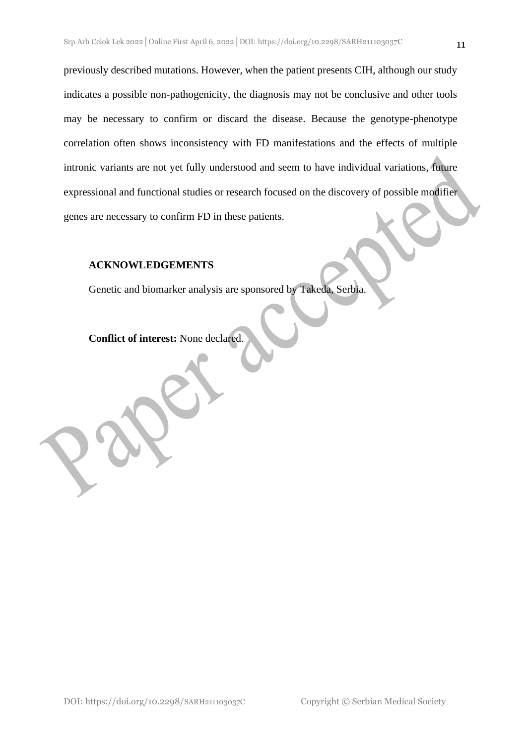previously described mutations. However, when the patient presents CIH, although our study indicates a possible non-pathogenicity, the diagnosis may not be conclusive and other tools may be necessary to confirm or discard the disease. Because the genotype-phenotype correlation often shows inconsistency with FD manifestations and the effects of multiple intronic variants are not yet fully understood and seem to have individual variations, future expressional and functional studies or research focused on the discovery of possible modifier genes are necessary to confirm FD in these patients.

## ACKNOWLEDGEMENTS

Genetic and biomarker analysis are sponsored by Takeda, Serbia.

**Conflict of interest:** None declared.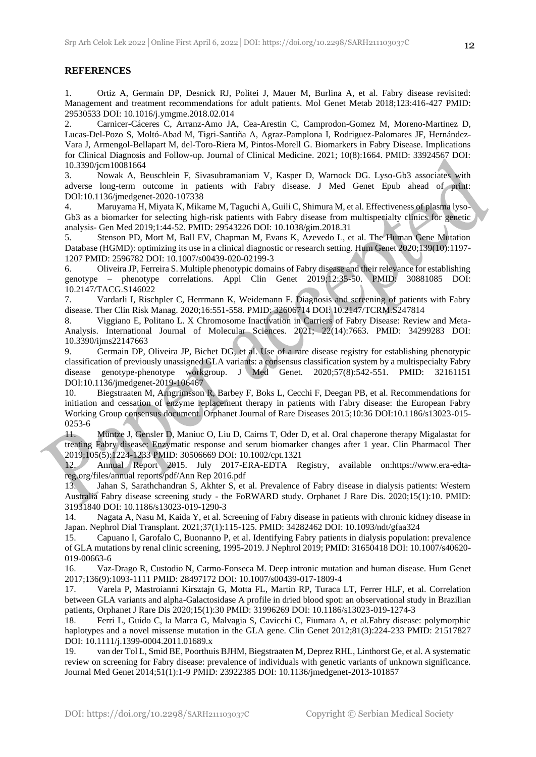## REFERENCES

1. Ortiz A, Germain DP, Desnick RJ, Politei J, Mauer M, Burlina A, et al. Fabry disease revisited: Management and treatment recommendations for adult patients. Mol Genet Metab 2018;123:416-427 PMID: 29530533 DOI: 10.1016/j.ymgme.2018.02.014
2. Carnicer-Cáceres C, Arranz-Amo JA, Cea-Arestin C, Camprodon-Gomez M, Moreno-Martinez D, Lucas-Del-Pozo S, Moltó-Abad M, Tigri-Santiña A, Agraz-Pamplona I, Rodriguez-Palomares JF, Hernández-Vara J, Armengol-Bellapart M, del-Toro-Riera M, Pintos-Morell G. Biomarkers in Fabry Disease. Implications for Clinical Diagnosis and Follow-up. Journal of Clinical Medicine. 2021; 10(8):1664. PMID: 33924567 DOI: 10.3390/jcm10081664
3. Nowak A, Beuschlein F, Sivasubramaniam V, Kasper D, Warnock DG. Lyso-Gb3 associates with adverse long-term outcome in patients with Fabry disease. J Med Genet Epub ahead of print: DOI:10.1136/jmedgenet-2020-107338
4. Maruyama H, Miyata K, Mikame M, Taguchi A, Guili C, Shimura M, et al. Effectiveness of plasma lyso-Gb3 as a biomarker for selecting high-risk patients with Fabry disease from multispecialty clinics for genetic analysis- Gen Med 2019;1:44-52. PMID: 29543226 DOI: 10.1038/gim.2018.31
5. Stenson PD, Mort M, Ball EV, Chapman M, Evans K, Azevedo L, et al. The Human Gene Mutation Database (HGMD): optimizing its use in a clinical diagnostic or research setting. Hum Genet 2020;139(10):1197-1207 PMID: 2596782 DOI: 10.1007/s00439-020-02199-3
6. Oliveira JP, Ferreira S. Multiple phenotypic domains of Fabry disease and their relevance for establishing genotype – phenotype correlations. Appl Clin Genet 2019;12:35-50. PMID: 30881085 DOI: 10.2147/TACG.S146022
7. Vardarli I, Rischpler C, Herrmann K, Weidemann F. Diagnosis and screening of patients with Fabry disease. Ther Clin Risk Manag. 2020;16:551-558. PMID: 32606714 DOI: 10.2147/TCRM.S247814
8. Viggiano E, Politano L. X Chromosome Inactivation in Carriers of Fabry Disease: Review and Meta-Analysis. International Journal of Molecular Sciences. 2021; 22(14):7663. PMID: 34299283 DOI: 10.3390/ijms22147663
9. Germain DP, Oliveira JP, Bichet DG, et al. Use of a rare disease registry for establishing phenotypic classification of previously unassigned GLA variants: a consensus classification system by a multispecialty Fabry disease genotype-phenotype workgroup. J Med Genet. 2020;57(8):542-551. PMID: 32161151 DOI:10.1136/jmedgenet-2019-106467
10. Biegstraaten M, Arngrimsson R, Barbey F, Boks L, Cecchi F, Deegan PB, et al. Recommendations for initiation and cessation of enzyme replacement therapy in patients with Fabry disease: the European Fabry Working Group consensus document. Orphanet Journal of Rare Diseases 2015;10:36 DOI:10.1186/s13023-015-0253-6
11. Müntze J, Gensler D, Maniuc O, Liu D, Cairns T, Oder D, et al. Oral chaperone therapy Migalastat for treating Fabry disease: Enzymatic response and serum biomarker changes after 1 year. Clin Pharmacol Ther 2019;105(5):1224-1233 PMID: 30506669 DOI: 10.1002/cpt.1321
12. Annual Report 2015. July 2017-ERA-EDTA Registry, available on:https://www.era-edta-reg.org/files/annual reports/pdf/Ann Rep 2016.pdf
13. Jahan S, Sarathchandran S, Akhter S, et al. Prevalence of Fabry disease in dialysis patients: Western Australia Fabry disease screening study - the FoRWARD study. Orphanet J Rare Dis. 2020;15(1):10. PMID: 31931840 DOI: 10.1186/s13023-019-1290-3
14. Nagata A, Nasu M, Kaida Y, et al. Screening of Fabry disease in patients with chronic kidney disease in Japan. Nephrol Dial Transplant. 2021;37(1):115-125. PMID: 34282462 DOI: 10.1093/ndt/gfaa324
15. Capuano I, Garofalo C, Buonanno P, et al. Identifying Fabry patients in dialysis population: prevalence of GLA mutations by renal clinic screening, 1995-2019. J Nephrol 2019; PMID: 31650418 DOI: 10.1007/s40620-019-00663-6
16. Vaz-Drago R, Custodio N, Carmo-Fonseca M. Deep intronic mutation and human disease. Hum Genet 2017;136(9):1093-1111 PMID: 28497172 DOI: 10.1007/s00439-017-1809-4
17. Varela P, Mastroianni Kirsztajn G, Motta FL, Martin RP, Turaca LT, Ferrer HLF, et al. Correlation between GLA variants and alpha-Galactosidase A profile in dried blood spot: an observational study in Brazilian patients, Orphanet J Rare Dis 2020;15(1):30 PMID: 31996269 DOI: 10.1186/s13023-019-1274-3
18. Ferri L, Guido C, la Marca G, Malvagia S, Cavicchi C, Fiumara A, et al.Fabry disease: polymorphic haplotypes and a novel missense mutation in the GLA gene. Clin Genet 2012;81(3):224-233 PMID: 21517827 DOI: 10.1111/j.1399-0004.2011.01689.x
19. van der Tol L, Smid BE, Poorthuis BJHM, Biegstraaten M, Deprez RHL, Linthorst Ge, et al. A systematic review on screening for Fabry disease: prevalence of individuals with genetic variants of unknown significance. Journal Med Genet 2014;51(1):1-9 PMID: 23922385 DOI: 10.1136/jmedgenet-2013-101857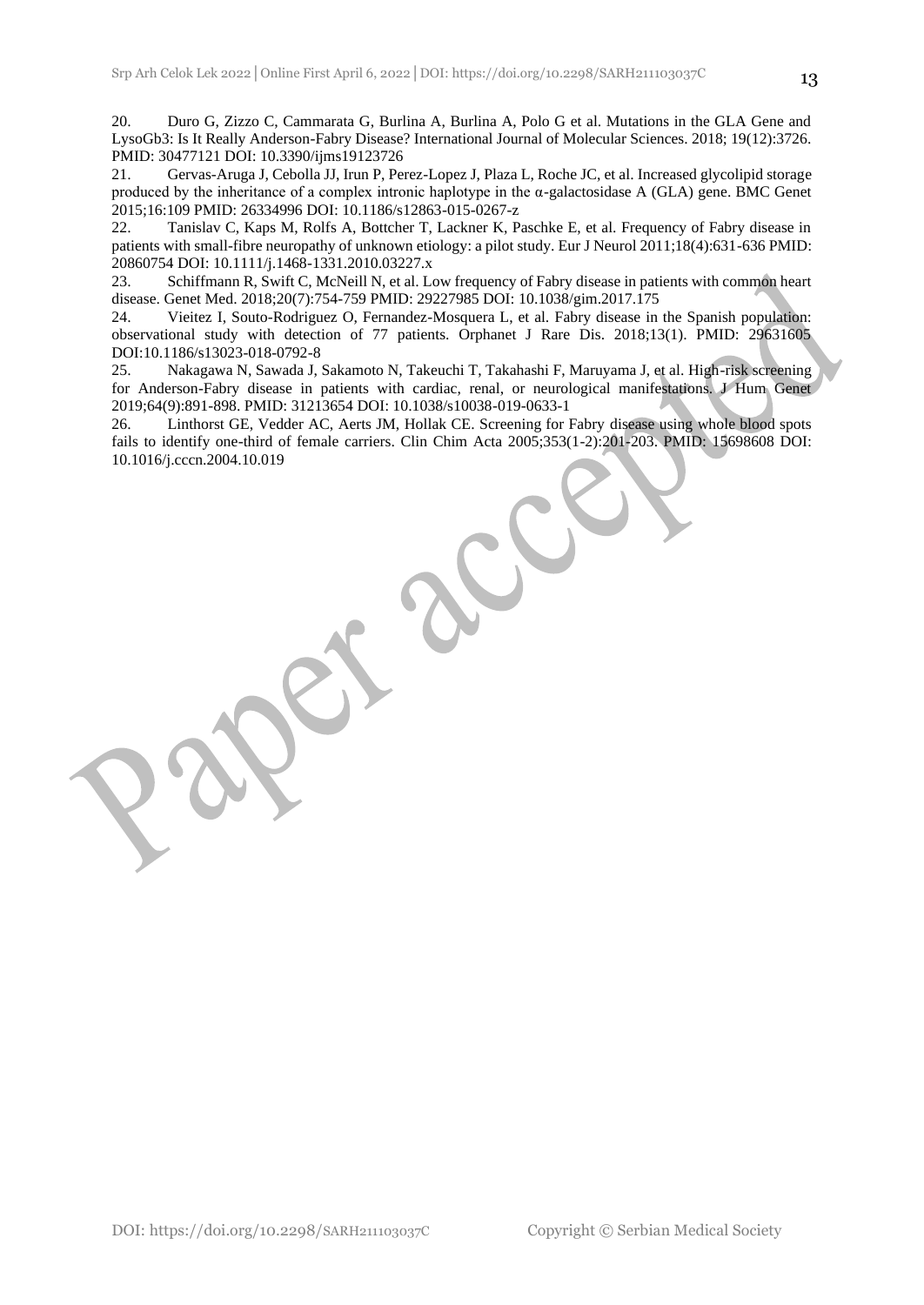20. Duro G, Zizzo C, Cammarata G, Burlina A, Burlina A, Polo G et al. Mutations in the GLA Gene and LysoGb3: Is It Really Anderson-Fabry Disease? International Journal of Molecular Sciences. 2018; 19(12):3726. PMID: 30477121 DOI: 10.3390/ijms19123726

21. Gervas-Aruga J, Cebolla JJ, Irun P, Perez-Lopez J, Plaza L, Roche JC, et al. Increased glycolipid storage produced by the inheritance of a complex intronic haplotype in the α-galactosidase A (GLA) gene. BMC Genet 2015;16:109 PMID: 26334996 DOI: 10.1186/s12863-015-0267-z

22. Tanislav C, Kaps M, Rolfs A, Bottcher T, Lackner K, Paschke E, et al. Frequency of Fabry disease in patients with small-fibre neuropathy of unknown etiology: a pilot study. Eur J Neurol 2011;18(4):631-636 PMID: 20860754 DOI: 10.1111/j.1468-1331.2010.03227.x

23. Schiffmann R, Swift C, McNeill N, et al. Low frequency of Fabry disease in patients with common heart disease. Genet Med. 2018;20(7):754-759 PMID: 29227985 DOI: 10.1038/gim.2017.175

24. Vieitez I, Souto-Rodriguez O, Fernandez-Mosquera L, et al. Fabry disease in the Spanish population: observational study with detection of 77 patients. Orphanet J Rare Dis. 2018;13(1). PMID: 29631605 DOI:10.1186/s13023-018-0792-8

25. Nakagawa N, Sawada J, Sakamoto N, Takeuchi T, Takahashi F, Maruyama J, et al. High-risk screening for Anderson-Fabry disease in patients with cardiac, renal, or neurological manifestations. J Hum Genet 2019;64(9):891-898. PMID: 31213654 DOI: 10.1038/s10038-019-0633-1

26. Linthorst GE, Vedder AC, Aerts JM, Hollak CE. Screening for Fabry disease using whole blood spots fails to identify one-third of female carriers. Clin Chim Acta 2005;353(1-2):201-203. PMID: 15698608 DOI: 10.1016/j.cccn.2004.10.019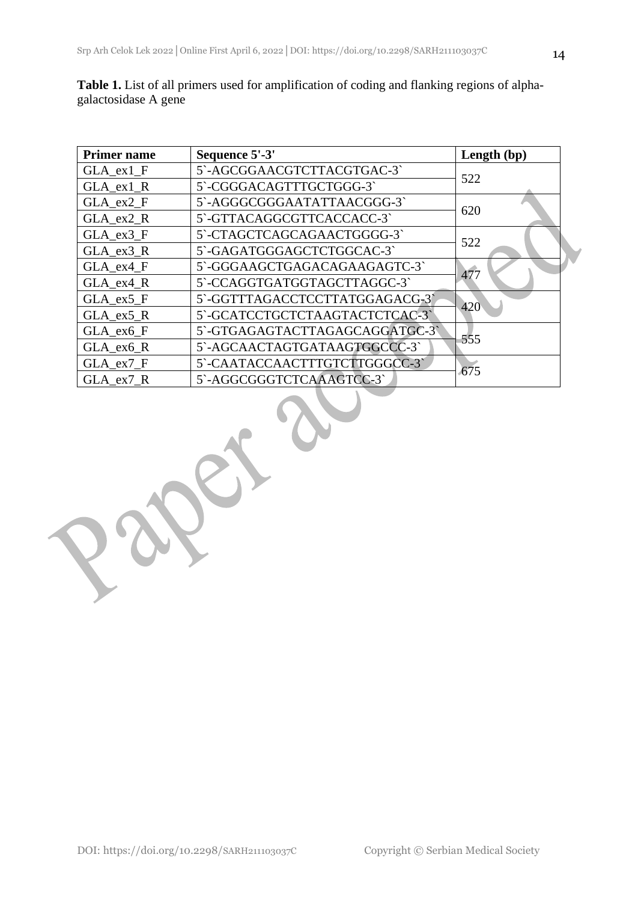**Table 1.** List of all primers used for amplification of coding and flanking regions of alpha-galactosidase A gene

| Primer name | Sequence 5'-3' | Length (bp) |
|---|---|---|
| GLA_ex1_F | 5`-AGCGGAACGTCTTACGTGAC-3` | 522 |
| GLA_ex1_R | 5`-CGGGACAGTTTGCTGGG-3` | |
| GLA_ex2_F | 5`-AGGGCGGGAATATTAACGGG-3` | 620 |
| GLA_ex2_R | 5`-GTTACAGGCGTTCACCACC-3` | |
| GLA_ex3_F | 5`-CTAGCTCAGCAGAACTGGGG-3` | 522 |
| GLA_ex3_R | 5`-GAGATGGGAGCTCTGGCAC-3` | |
| GLA_ex4_F | 5`-GGGAAGCTGAGACAGAAGAGTC-3` | 477 |
| GLA_ex4_R | 5`-CCAGGTGATGGTAGCTTAGGC-3` | |
| GLA_ex5_F | 5`-GGTTTAGACCTCCTTATGGAGACG-3` | 420 |
| GLA_ex5_R | 5`-GCATCCTGCTCTAAGTACTCTCAC-3` | |
| GLA_ex6_F | 5`-GTGAGAGTACTTAGAGCAGGATGC-3` | 555 |
| GLA_ex6_R | 5`-AGCAACTAGTGATAAGTGGCCC-3` | |
| GLA_ex7_F | 5`-CAATACCAACTTTGTCTTGGGCC-3` | 675 |
| GLA_ex7_R | 5`-AGGCGGGTCTCAAAGTCC-3` | |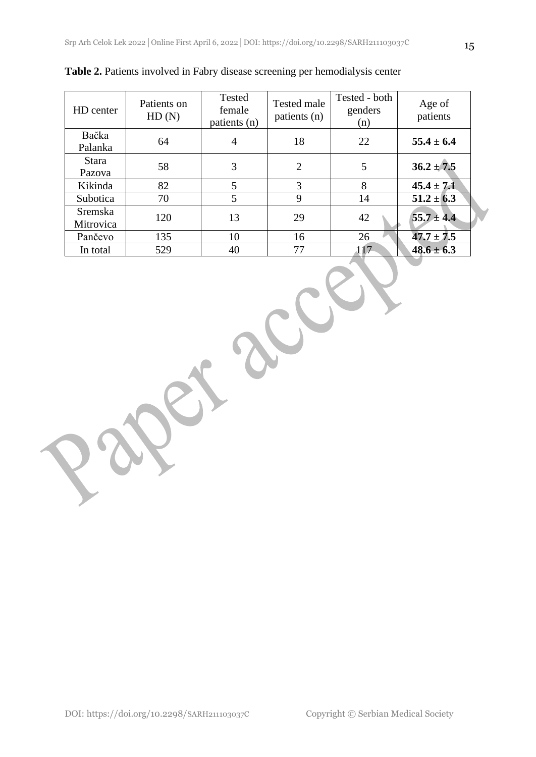**Table 2.** Patients involved in Fabry disease screening per hemodialysis center

| HD center | Patients on HD (N) | Tested female patients (n) | Tested male patients (n) | Tested - both genders (n) | Age of patients |
|---|---|---|---|---|---|
| Bačka Palanka | 64 | 4 | 18 | 22 | **55.4 ± 6.4** |
| Stara Pazova | 58 | 3 | 2 | 5 | **36.2 ± 7.5** |
| Kikinda | 82 | 5 | 3 | 8 | **45.4 ± 7.1** |
| Subotica | 70 | 5 | 9 | 14 | **51.2 ± 6.3** |
| Sremska Mitrovica | 120 | 13 | 29 | 42 | **55.7 ± 4.4** |
| Pančevo | 135 | 10 | 16 | 26 | **47.7 ± 7.5** |
| In total | 529 | 40 | 77 | 117 | **48.6 ± 6.3** |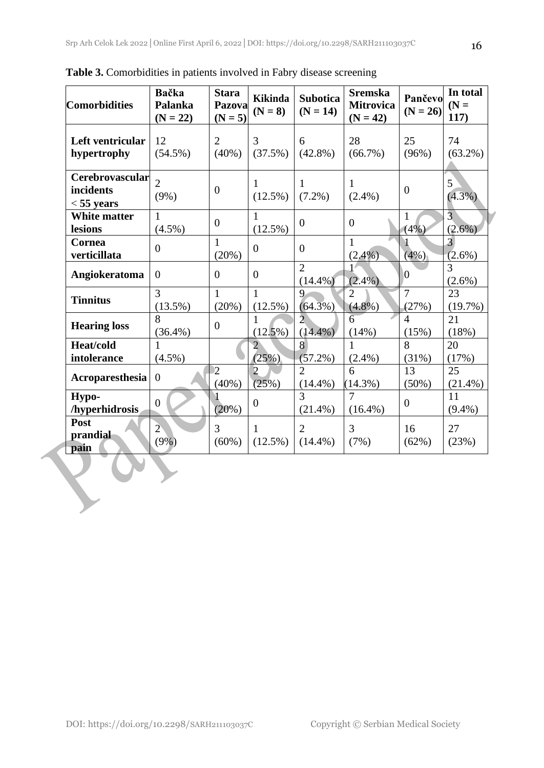**Table 3.** Comorbidities in patients involved in Fabry disease screening

| Comorbidities | Bačka Palanka (N = 22) | Stara Pazova (N = 5) | Kikinda (N = 8) | Subotica (N = 14) | Sremska Mitrovica (N = 42) | Pančevo (N = 26) | In total (N = 117) |
|---|---|---|---|---|---|---|---|
| **Left ventricular hypertrophy** | 12 (54.5%) | 2 (40%) | 3 (37.5%) | 6 (42.8%) | 28 (66.7%) | 25 (96%) | 74 (63.2%) |
| **Cerebrovascular incidents < 55 years** | 2 (9%) | 0 | 1 (12.5%) | 1 (7.2%) | 1 (2.4%) | 0 | 5 (4.3%) |
| **White matter lesions** | 1 (4.5%) | 0 | 1 (12.5%) | 0 | 0 | 1 (4%) | 3 (2.6%) |
| **Cornea verticillata** | 0 | 1 (20%) | 0 | 0 | 1 (2.4%) | 1 (4%) | 3 (2.6%) |
| **Angiokeratoma** | 0 | 0 | 0 | 2 (14.4%) | 1 (2.4%) | 0 | 3 (2.6%) |
| **Tinnitus** | 3 (13.5%) | 1 (20%) | 1 (12.5%) | 9 (64.3%) | 2 (4.8%) | 7 (27%) | 23 (19.7%) |
| **Hearing loss** | 8 (36.4%) | 0 | 1 (12.5%) | 2 (14.4%) | 6 (14%) | 4 (15%) | 21 (18%) |
| **Heat/cold intolerance** | 1 (4.5%) | | 2 (25%) | 8 (57.2%) | 1 (2.4%) | 8 (31%) | 20 (17%) |
| **Acroparesthesia** | 0 | 2 (40%) | 2 (25%) | 2 (14.4%) | 6 (14.3%) | 13 (50%) | 25 (21.4%) |
| **Hypo-/hyperhidrosis** | 0 | 1 (20%) | 0 | 3 (21.4%) | 7 (16.4%) | 0 | 11 (9.4%) |
| **Post prandial pain** | 2 (9%) | 3 (60%) | 1 (12.5%) | 2 (14.4%) | 3 (7%) | 16 (62%) | 27 (23%) |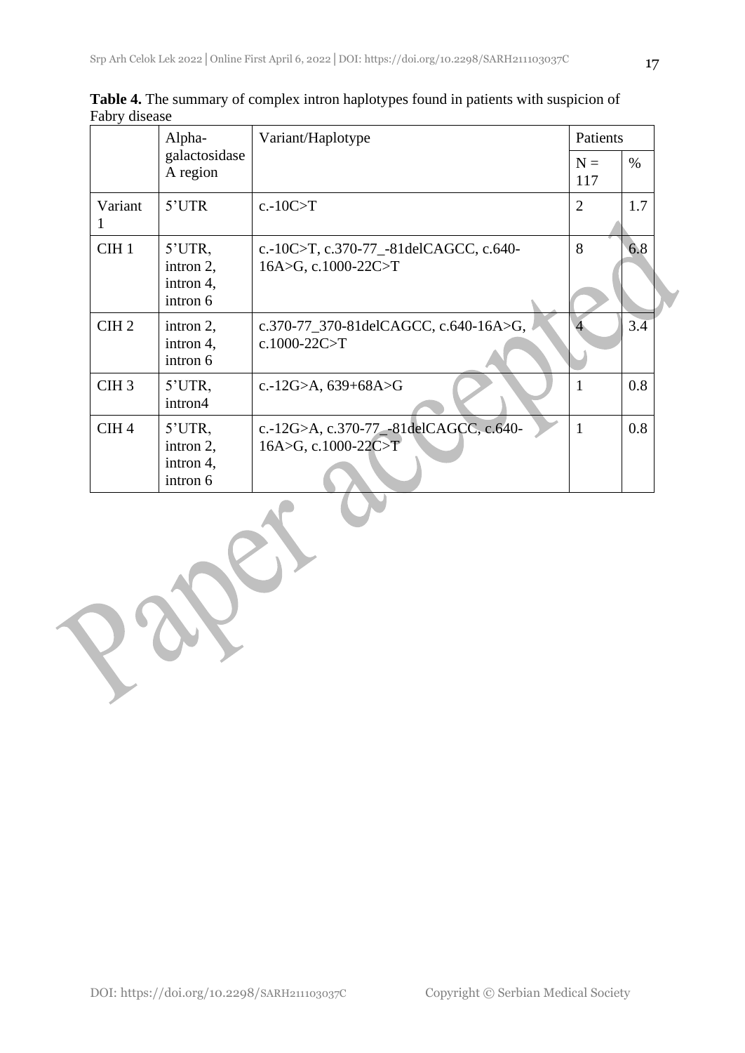**Table 4.** The summary of complex intron haplotypes found in patients with suspicion of Fabry disease

| | Alpha-galactosidase A region | Variant/Haplotype | Patients | |
|---|---|---|---|---|
| | | | N = 117 | % |
| Variant 1 | 5'UTR | c.-10C>T | 2 | 1.7 |
| CIH 1 | 5'UTR, intron 2, intron 4, intron 6 | c.-10C>T, c.370-77_-81delCAGCC, c.640-16A>G, c.1000-22C>T | 8 | 6.8 |
| CIH 2 | intron 2, intron 4, intron 6 | c.370-77_370-81delCAGCC, c.640-16A>G, c.1000-22C>T | 4 | 3.4 |
| CIH 3 | 5'UTR, intron4 | c.-12G>A, 639+68A>G | 1 | 0.8 |
| CIH 4 | 5'UTR, intron 2, intron 4, intron 6 | c.-12G>A, c.370-77_-81delCAGCC, c.640-16A>G, c.1000-22C>T | 1 | 0.8 |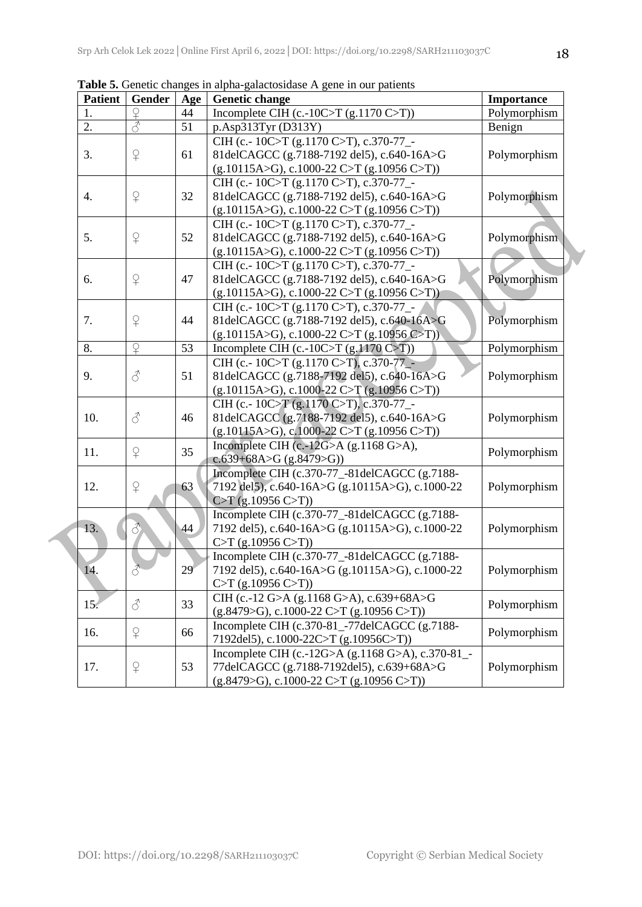**Table 5.** Genetic changes in alpha-galactosidase A gene in our patients

| Patient | Gender | Age | Genetic change | Importance |
|---|---|---|---|---|
| 1. | ♀ | 44 | Incomplete CIH (c.-10C>T (g.1170 C>T)) | Polymorphism |
| 2. | ♂ | 51 | p.Asp313Tyr (D313Y) | Benign |
| 3. | ♀ | 61 | CIH (c.- 10C>T (g.1170 C>T), c.370-77_-81delCAGCC (g.7188-7192 del5), c.640-16A>G (g.10115A>G), c.1000-22 C>T (g.10956 C>T)) | Polymorphism |
| 4. | ♀ | 32 | CIH (c.- 10C>T (g.1170 C>T), c.370-77_-81delCAGCC (g.7188-7192 del5), c.640-16A>G (g.10115A>G), c.1000-22 C>T (g.10956 C>T)) | Polymorphism |
| 5. | ♀ | 52 | CIH (c.- 10C>T (g.1170 C>T), c.370-77_-81delCAGCC (g.7188-7192 del5), c.640-16A>G (g.10115A>G), c.1000-22 C>T (g.10956 C>T)) | Polymorphism |
| 6. | ♀ | 47 | CIH (c.- 10C>T (g.1170 C>T), c.370-77_-81delCAGCC (g.7188-7192 del5), c.640-16A>G (g.10115A>G), c.1000-22 C>T (g.10956 C>T)) | Polymorphism |
| 7. | ♀ | 44 | CIH (c.- 10C>T (g.1170 C>T), c.370-77_-81delCAGCC (g.7188-7192 del5), c.640-16A>G (g.10115A>G), c.1000-22 C>T (g.10956 C>T)) | Polymorphism |
| 8. | ♀ | 53 | Incomplete CIH (c.-10C>T (g.1170 C>T)) | Polymorphism |
| 9. | ♂ | 51 | CIH (c.- 10C>T (g.1170 C>T), c.370-77_-81delCAGCC (g.7188-7192 del5), c.640-16A>G (g.10115A>G), c.1000-22 C>T (g.10956 C>T)) | Polymorphism |
| 10. | ♂ | 46 | CIH (c.- 10C>T (g.1170 C>T), c.370-77_-81delCAGCC (g.7188-7192 del5), c.640-16A>G (g.10115A>G), c.1000-22 C>T (g.10956 C>T)) | Polymorphism |
| 11. | ♀ | 35 | Incomplete CIH (c.-12G>A (g.1168 G>A), c.639+68A>G (g.8479>G)) | Polymorphism |
| 12. | ♀ | 63 | Incomplete CIH (c.370-77_-81delCAGCC (g.7188-7192 del5), c.640-16A>G (g.10115A>G), c.1000-22 C>T (g.10956 C>T)) | Polymorphism |
| 13. | ♂ | 44 | Incomplete CIH (c.370-77_-81delCAGCC (g.7188-7192 del5), c.640-16A>G (g.10115A>G), c.1000-22 C>T (g.10956 C>T)) | Polymorphism |
| 14. | ♂ | 29 | Incomplete CIH (c.370-77_-81delCAGCC (g.7188-7192 del5), c.640-16A>G (g.10115A>G), c.1000-22 C>T (g.10956 C>T)) | Polymorphism |
| 15. | ♂ | 33 | CIH (c.-12 G>A (g.1168 G>A), c.639+68A>G (g.8479>G), c.1000-22 C>T (g.10956 C>T)) | Polymorphism |
| 16. | ♀ | 66 | Incomplete CIH (c.370-81_-77delCAGCC (g.7188-7192del5), c.1000-22C>T (g.10956C>T)) | Polymorphism |
| 17. | ♀ | 53 | Incomplete CIH (c.-12G>A (g.1168 G>A), c.370-81_-77delCAGCC (g.7188-7192del5), c.639+68A>G (g.8479>G), c.1000-22 C>T (g.10956 C>T)) | Polymorphism |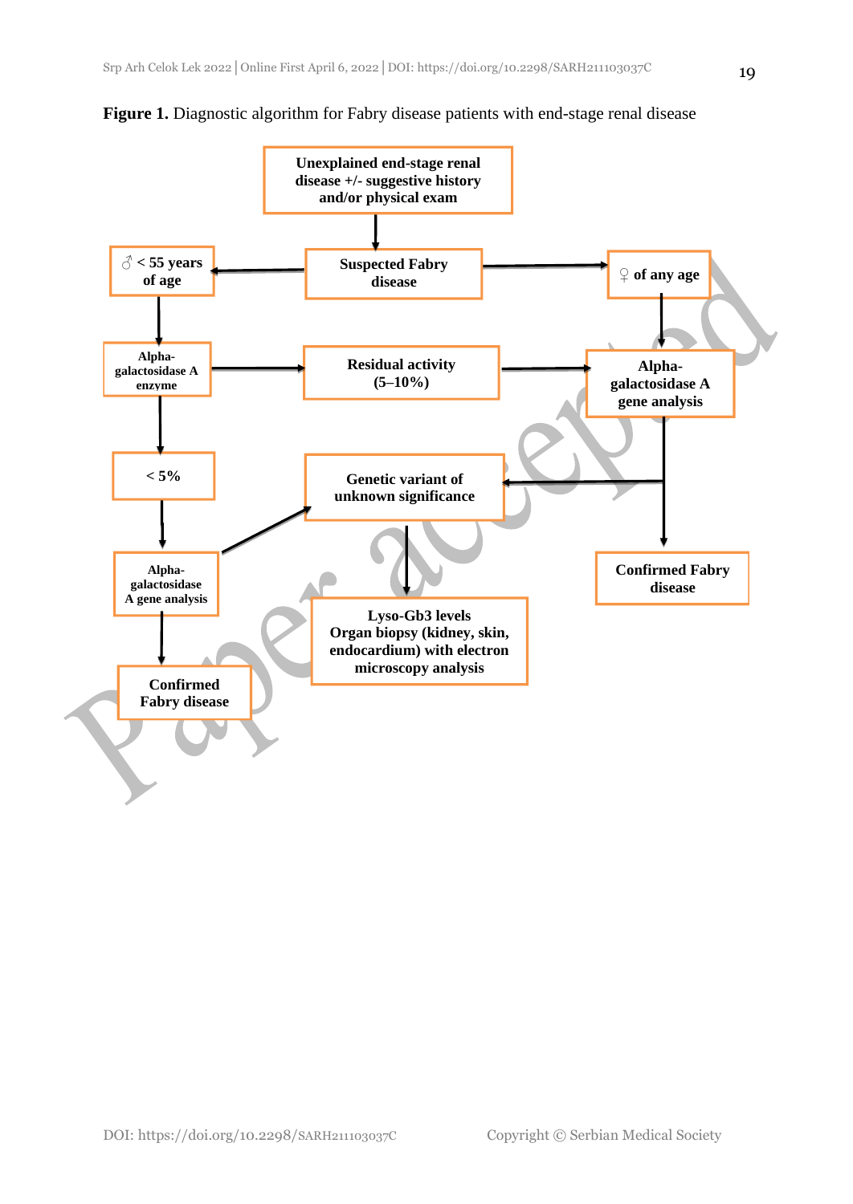**Figure 1.** Diagnostic algorithm for Fabry disease patients with end-stage renal disease

Unexplained end-stage renal disease +/- suggestive history and/or physical exam

Suspected Fabry disease

♂ < 55 years of age

♀ of any age

Alpha-galactosidase A enzyme

Residual activity (5–10%)

Alpha-galactosidase A gene analysis

< 5%

Genetic variant of unknown significance

Alpha-galactosidase A gene analysis

Confirmed Fabry disease

Lyso-Gb3 levels
Organ biopsy (kidney, skin, endocardium) with electron microscopy analysis

Confirmed Fabry disease